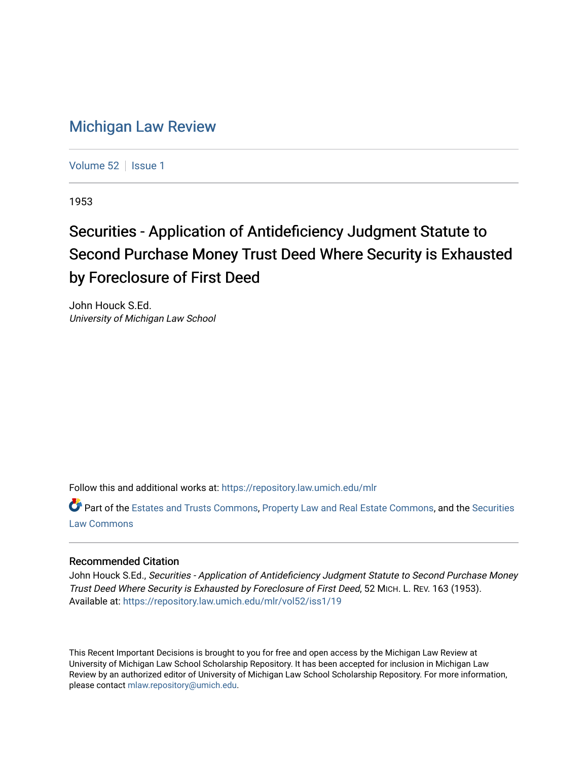# Michigan Law Review

Volume 52 | Issue 1

1953

## Securities - Application of Antideficiency Judgment Statute to Second Purchase Money Trust Deed Where Security is Exhausted by Foreclosure of First Deed

John Houck S.Ed.
*University of Michigan Law School*

Follow this and additional works at: https://repository.law.umich.edu/mlr

Part of the Estates and Trusts Commons, Property Law and Real Estate Commons, and the Securities Law Commons

### Recommended Citation

John Houck S.Ed., *Securities - Application of Antideficiency Judgment Statute to Second Purchase Money Trust Deed Where Security is Exhausted by Foreclosure of First Deed*, 52 MICH. L. REV. 163 (1953).
Available at: https://repository.law.umich.edu/mlr/vol52/iss1/19

This Recent Important Decisions is brought to you for free and open access by the Michigan Law Review at University of Michigan Law School Scholarship Repository. It has been accepted for inclusion in Michigan Law Review by an authorized editor of University of Michigan Law School Scholarship Repository. For more information, please contact mlaw.repository@umich.edu.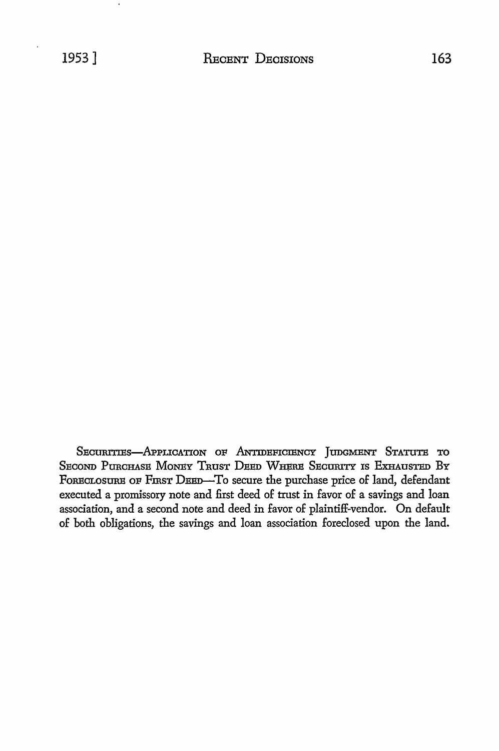SECURITIES—APPLICATION OF ANTIDEFICIENCY JUDGMENT STATUTE TO SECOND PURCHASE MONEY TRUST DEED WHERE SECURITY IS EXHAUSTED BY FORECLOSURE OF FIRST DEED—To secure the purchase price of land, defendant executed a promissory note and first deed of trust in favor of a savings and loan association, and a second note and deed in favor of plaintiff-vendor. On default of both obligations, the savings and loan association foreclosed upon the land.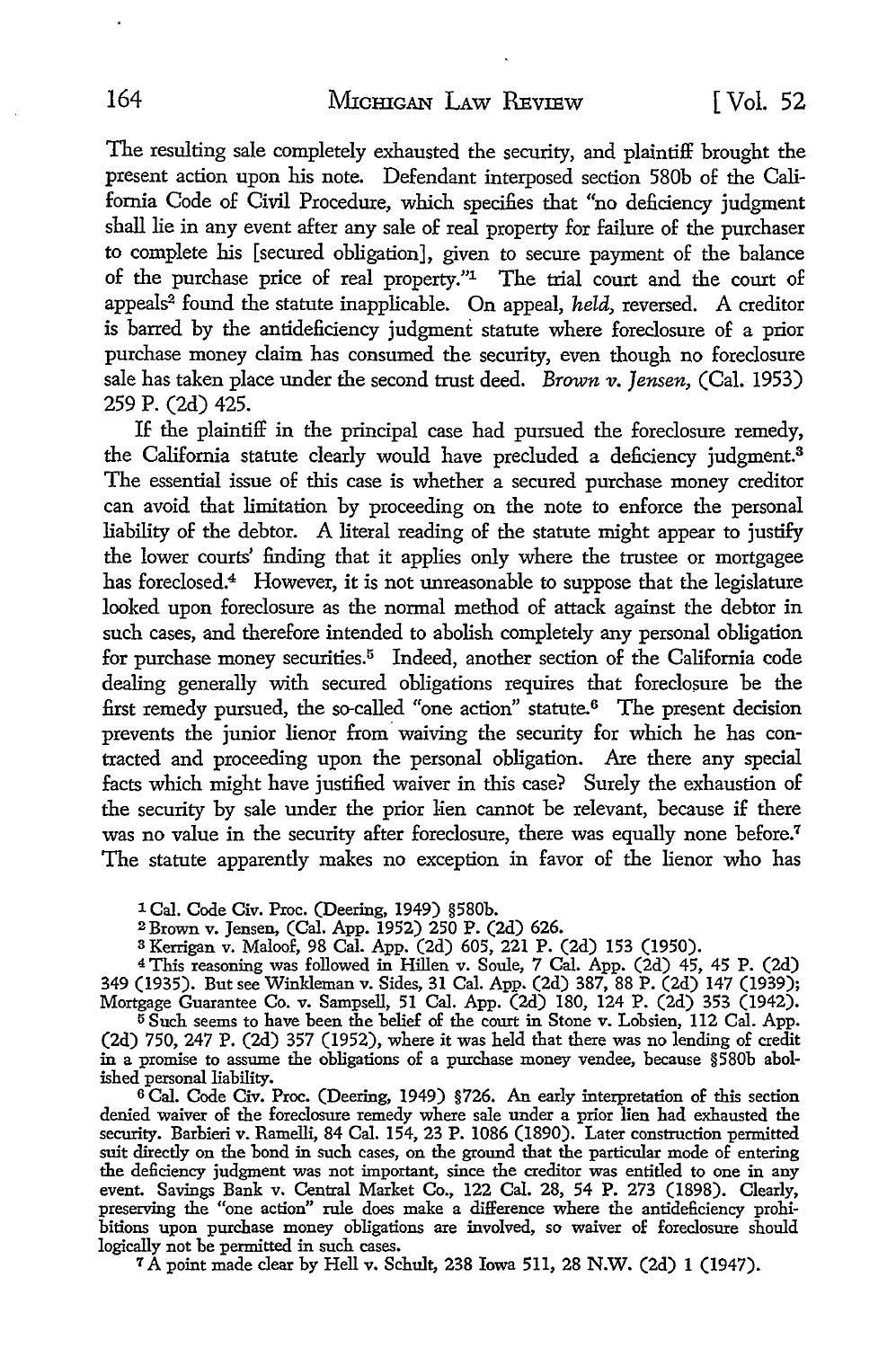The resulting sale completely exhausted the security, and plaintiff brought the present action upon his note. Defendant interposed section 580b of the California Code of Civil Procedure, which specifies that "no deficiency judgment shall lie in any event after any sale of real property for failure of the purchaser to complete his [secured obligation], given to secure payment of the balance of the purchase price of real property."[1] The trial court and the court of appeals[2] found the statute inapplicable. On appeal, *held,* reversed. A creditor is barred by the antideficiency judgment statute where foreclosure of a prior purchase money claim has consumed the security, even though no foreclosure sale has taken place under the second trust deed. *Brown v. Jensen,* (Cal. 1953) 259 P. (2d) 425.

If the plaintiff in the principal case had pursued the foreclosure remedy, the California statute clearly would have precluded a deficiency judgment.[3] The essential issue of this case is whether a secured purchase money creditor can avoid that limitation by proceeding on the note to enforce the personal liability of the debtor. A literal reading of the statute might appear to justify the lower courts' finding that it applies only where the trustee or mortgagee has foreclosed.[4] However, it is not unreasonable to suppose that the legislature looked upon foreclosure as the normal method of attack against the debtor in such cases, and therefore intended to abolish completely any personal obligation for purchase money securities.[5] Indeed, another section of the California code dealing generally with secured obligations requires that foreclosure be the first remedy pursued, the so-called "one action" statute.[6] The present decision prevents the junior lienor from waiving the security for which he has contracted and proceeding upon the personal obligation. Are there any special facts which might have justified waiver in this case? Surely the exhaustion of the security by sale under the prior lien cannot be relevant, because if there was no value in the security after foreclosure, there was equally none before.[7] The statute apparently makes no exception in favor of the lienor who has

[1] Cal. Code Civ. Proc. (Deering, 1949) §580b.

[2] Brown v. Jensen, (Cal. App. 1952) 250 P. (2d) 626.

[3] Kerrigan v. Maloof, 98 Cal. App. (2d) 605, 221 P. (2d) 153 (1950).

[4] This reasoning was followed in Hillen v. Soule, 7 Cal. App. (2d) 45, 45 P. (2d) 349 (1935). But see Winkleman v. Sides, 31 Cal. App. (2d) 387, 88 P. (2d) 147 (1939); Mortgage Guarantee Co. v. Sampsell, 51 Cal. App. (2d) 180, 124 P. (2d) 353 (1942).

[5] Such seems to have been the belief of the court in Stone v. Lobsien, 112 Cal. App. (2d) 750, 247 P. (2d) 357 (1952), where it was held that there was no lending of credit in a promise to assume the obligations of a purchase money vendee, because §580b abolished personal liability.

[6] Cal. Code Civ. Proc. (Deering, 1949) §726. An early interpretation of this section denied waiver of the foreclosure remedy where sale under a prior lien had exhausted the security. Barbieri v. Ramelli, 84 Cal. 154, 23 P. 1086 (1890). Later construction permitted suit directly on the bond in such cases, on the ground that the particular mode of entering the deficiency judgment was not important, since the creditor was entitled to one in any event. Savings Bank v. Central Market Co., 122 Cal. 28, 54 P. 273 (1898). Clearly, preserving the "one action" rule does make a difference where the antideficiency prohibitions upon purchase money obligations are involved, so waiver of foreclosure should logically not be permitted in such cases.

[7] A point made clear by Hell v. Schult, 238 Iowa 511, 28 N.W. (2d) 1 (1947).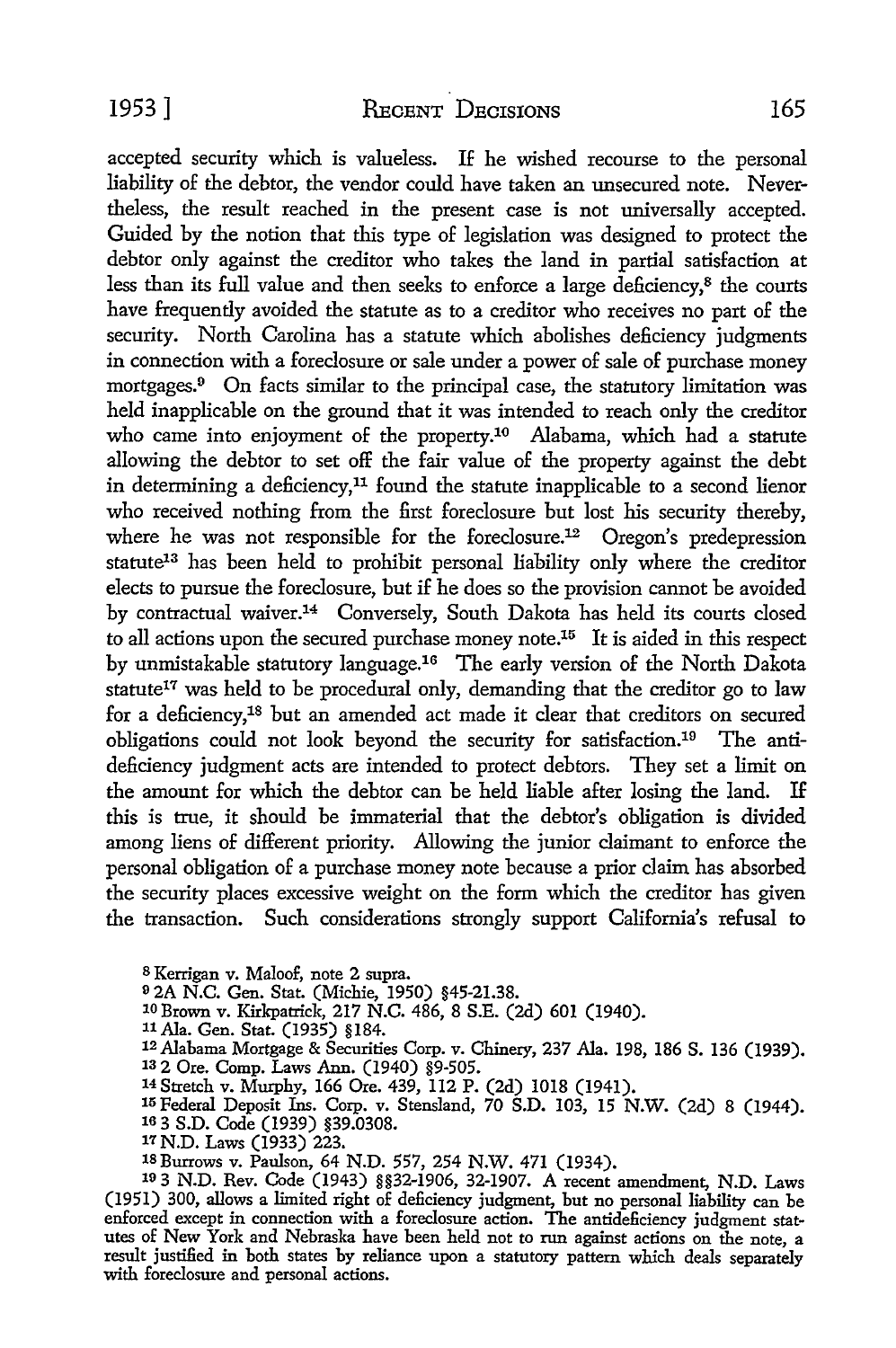accepted security which is valueless. If he wished recourse to the personal liability of the debtor, the vendor could have taken an unsecured note. Nevertheless, the result reached in the present case is not universally accepted. Guided by the notion that this type of legislation was designed to protect the debtor only against the creditor who takes the land in partial satisfaction at less than its full value and then seeks to enforce a large deficiency,[8] the courts have frequently avoided the statute as to a creditor who receives no part of the security. North Carolina has a statute which abolishes deficiency judgments in connection with a foreclosure or sale under a power of sale of purchase money mortgages.[9] On facts similar to the principal case, the statutory limitation was held inapplicable on the ground that it was intended to reach only the creditor who came into enjoyment of the property.[10] Alabama, which had a statute allowing the debtor to set off the fair value of the property against the debt in determining a deficiency,[11] found the statute inapplicable to a second lienor who received nothing from the first foreclosure but lost his security thereby, where he was not responsible for the foreclosure.[12] Oregon's predepression statute[13] has been held to prohibit personal liability only where the creditor elects to pursue the foreclosure, but if he does so the provision cannot be avoided by contractual waiver.[14] Conversely, South Dakota has held its courts closed to all actions upon the secured purchase money note.[15] It is aided in this respect by unmistakable statutory language.[16] The early version of the North Dakota statute[17] was held to be procedural only, demanding that the creditor go to law for a deficiency,[18] but an amended act made it clear that creditors on secured obligations could not look beyond the security for satisfaction.[19] The anti-deficiency judgment acts are intended to protect debtors. They set a limit on the amount for which the debtor can be held liable after losing the land. If this is true, it should be immaterial that the debtor's obligation is divided among liens of different priority. Allowing the junior claimant to enforce the personal obligation of a purchase money note because a prior claim has absorbed the security places excessive weight on the form which the creditor has given the transaction. Such considerations strongly support California's refusal to

[8] Kerrigan v. Maloof, note 2 supra.

[9] 2A N.C. Gen. Stat. (Michie, 1950) §45-21.38.

[10] Brown v. Kirkpatrick, 217 N.C. 486, 8 S.E. (2d) 601 (1940).

[11] Ala. Gen. Stat. (1935) §184.

[12] Alabama Mortgage & Securities Corp. v. Chinery, 237 Ala. 198, 186 S. 136 (1939).

[13] 2 Ore. Comp. Laws Ann. (1940) §9-505.

[14] Stretch v. Murphy, 166 Ore. 439, 112 P. (2d) 1018 (1941).

[15] Federal Deposit Ins. Corp. v. Stensland, 70 S.D. 103, 15 N.W. (2d) 8 (1944).

[16] 3 S.D. Code (1939) §39.0308.

[17] N.D. Laws (1933) 223.

[18] Burrows v. Paulson, 64 N.D. 557, 254 N.W. 471 (1934).

[19] 3 N.D. Rev. Code (1943) §§32-1906, 32-1907. A recent amendment, N.D. Laws (1951) 300, allows a limited right of deficiency judgment, but no personal liability can be enforced except in connection with a foreclosure action. The antideficiency judgment statutes of New York and Nebraska have been held not to run against actions on the note, a result justified in both states by reliance upon a statutory pattern which deals separately with foreclosure and personal actions.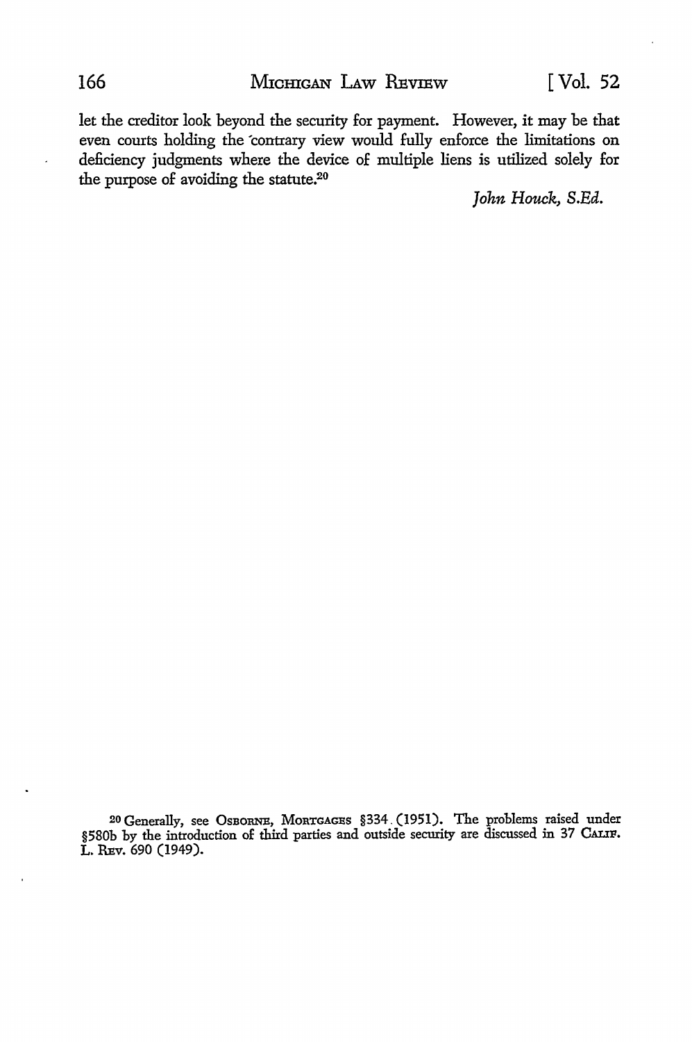let the creditor look beyond the security for payment. However, it may be that even courts holding the contrary view would fully enforce the limitations on deficiency judgments where the device of multiple liens is utilized solely for the purpose of avoiding the statute.[20]

*John Houck, S.Ed.*

[20] Generally, see OSBORNE, MORTGAGES §334 (1951). The problems raised under §580b by the introduction of third parties and outside security are discussed in 37 CALIF. L. REV. 690 (1949).